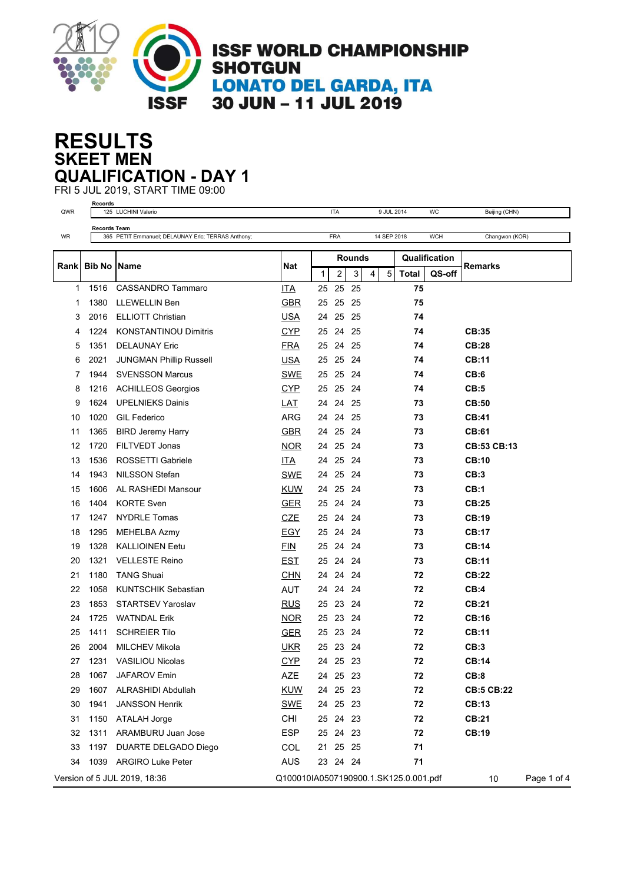# ISSF WORLD CHAMPIONSHIP SHOTGUN

## LONATO DEL GARDA, ITA

## 30 JUN – 11 JUL 2019

# RESULTS

## SKEET MEN

## QUALIFICATION - DAY 1

FRI 5 JUL 2019, START TIME 09:00

| | Records | | | | |
|---|---|---|---|---|---|
| QWR | 125 LUCHINI Valerio | ITA | 9 JUL 2014 | WC | Beijing (CHN) |
| | **Records Team** | | | | |
| WR | 365 PETIT Emmanuel; DELAUNAY Eric; TERRAS Anthony; | FRA | 14 SEP 2018 | WCH | Changwon (KOR) |

| Rank | Bib No | Name | Nat | Rounds | | | | | Qualification | | Remarks |
|---|---|---|---|---|---|---|---|---|---|---|---|
| | | | | 1 | 2 | 3 | 4 | 5 | Total | QS-off | |
| 1 | 1516 | CASSANDRO Tammaro | ITA | 25 | 25 | 25 | | | **75** | | |
| 1 | 1380 | LLEWELLIN Ben | GBR | 25 | 25 | 25 | | | **75** | | |
| 3 | 2016 | ELLIOTT Christian | USA | 24 | 25 | 25 | | | **74** | | |
| 4 | 1224 | KONSTANTINOU Dimitris | CYP | 25 | 24 | 25 | | | **74** | | **CB:35** |
| 5 | 1351 | DELAUNAY Eric | FRA | 25 | 24 | 25 | | | **74** | | **CB:28** |
| 6 | 2021 | JUNGMAN Phillip Russell | USA | 25 | 25 | 24 | | | **74** | | **CB:11** |
| 7 | 1944 | SVENSSON Marcus | SWE | 25 | 25 | 24 | | | **74** | | **CB:6** |
| 8 | 1216 | ACHILLEOS Georgios | CYP | 25 | 25 | 24 | | | **74** | | **CB:5** |
| 9 | 1624 | UPELNIEKS Dainis | LAT | 24 | 24 | 25 | | | **73** | | **CB:50** |
| 10 | 1020 | GIL Federico | ARG | 24 | 24 | 25 | | | **73** | | **CB:41** |
| 11 | 1365 | BIRD Jeremy Harry | GBR | 24 | 25 | 24 | | | **73** | | **CB:61** |
| 12 | 1720 | FILTVEDT Jonas | NOR | 24 | 25 | 24 | | | **73** | | **CB:53 CB:13** |
| 13 | 1536 | ROSSETTI Gabriele | ITA | 24 | 25 | 24 | | | **73** | | **CB:10** |
| 14 | 1943 | NILSSON Stefan | SWE | 24 | 25 | 24 | | | **73** | | **CB:3** |
| 15 | 1606 | AL RASHEDI Mansour | KUW | 24 | 25 | 24 | | | **73** | | **CB:1** |
| 16 | 1404 | KORTE Sven | GER | 25 | 24 | 24 | | | **73** | | **CB:25** |
| 17 | 1247 | NYDRLE Tomas | CZE | 25 | 24 | 24 | | | **73** | | **CB:19** |
| 18 | 1295 | MEHELBA Azmy | EGY | 25 | 24 | 24 | | | **73** | | **CB:17** |
| 19 | 1328 | KALLIOINEN Eetu | FIN | 25 | 24 | 24 | | | **73** | | **CB:14** |
| 20 | 1321 | VELLESTE Reino | EST | 25 | 24 | 24 | | | **73** | | **CB:11** |
| 21 | 1180 | TANG Shuai | CHN | 24 | 24 | 24 | | | **72** | | **CB:22** |
| 22 | 1058 | KUNTSCHIK Sebastian | AUT | 24 | 24 | 24 | | | **72** | | **CB:4** |
| 23 | 1853 | STARTSEV Yaroslav | RUS | 25 | 23 | 24 | | | **72** | | **CB:21** |
| 24 | 1725 | WATNDAL Erik | NOR | 25 | 23 | 24 | | | **72** | | **CB:16** |
| 25 | 1411 | SCHREIER Tilo | GER | 25 | 23 | 24 | | | **72** | | **CB:11** |
| 26 | 2004 | MILCHEV Mikola | UKR | 25 | 23 | 24 | | | **72** | | **CB:3** |
| 27 | 1231 | VASILIOU Nicolas | CYP | 24 | 25 | 23 | | | **72** | | **CB:14** |
| 28 | 1067 | JAFAROV Emin | AZE | 24 | 25 | 23 | | | **72** | | **CB:8** |
| 29 | 1607 | ALRASHIDI Abdullah | KUW | 24 | 25 | 23 | | | **72** | | **CB:5 CB:22** |
| 30 | 1941 | JANSSON Henrik | SWE | 24 | 25 | 23 | | | **72** | | **CB:13** |
| 31 | 1150 | ATALAH Jorge | CHI | 25 | 24 | 23 | | | **72** | | **CB:21** |
| 32 | 1311 | ARAMBURU Juan Jose | ESP | 25 | 24 | 23 | | | **72** | | **CB:19** |
| 33 | 1197 | DUARTE DELGADO Diego | COL | 21 | 25 | 25 | | | **71** | | |
| 34 | 1039 | ARGIRO Luke Peter | AUS | 23 | 24 | 24 | | | **71** | | |

Version of 5 JUL 2019, 18:36 Q100010IA0507190900.1.SK125.0.001.pdf 10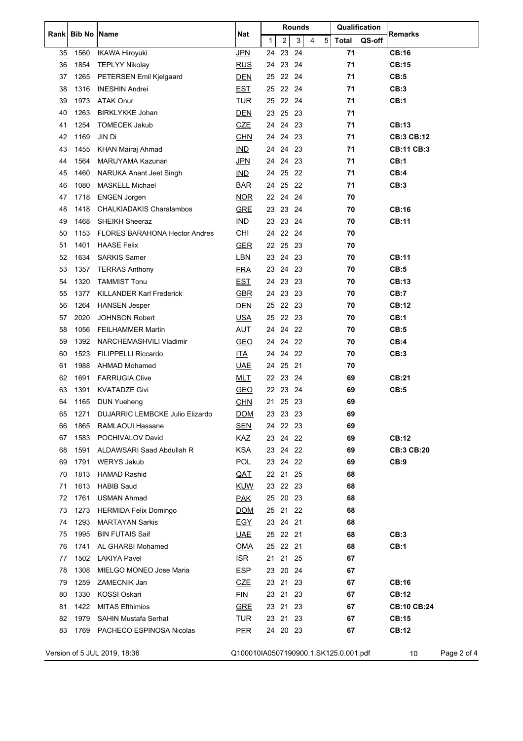| Rank | Bib No | Name | Nat | Rounds | | | | | Qualification | | Remarks |
|---|---|---|---|---|---|---|---|---|---|---|---|
| | | | | 1 | 2 | 3 | 4 | 5 | Total | QS-off | |
| 35 | 1560 | IKAWA Hiroyuki | JPN | 24 | 23 | 24 | | | **71** | | **CB:16** |
| 36 | 1854 | TEPLYY Nikolay | RUS | 24 | 23 | 24 | | | **71** | | **CB:15** |
| 37 | 1265 | PETERSEN Emil Kjelgaard | DEN | 25 | 22 | 24 | | | **71** | | **CB:5** |
| 38 | 1316 | INESHIN Andrei | EST | 25 | 22 | 24 | | | **71** | | **CB:3** |
| 39 | 1973 | ATAK Onur | TUR | 25 | 22 | 24 | | | **71** | | **CB:1** |
| 40 | 1263 | BIRKLYKKE Johan | DEN | 23 | 25 | 23 | | | **71** | | |
| 41 | 1254 | TOMECEK Jakub | CZE | 24 | 24 | 23 | | | **71** | | **CB:13** |
| 42 | 1169 | JIN Di | CHN | 24 | 24 | 23 | | | **71** | | **CB:3 CB:12** |
| 43 | 1455 | KHAN Mairaj Ahmad | IND | 24 | 24 | 23 | | | **71** | | **CB:11 CB:3** |
| 44 | 1564 | MARUYAMA Kazunari | JPN | 24 | 24 | 23 | | | **71** | | **CB:1** |
| 45 | 1460 | NARUKA Anant Jeet Singh | IND | 24 | 25 | 22 | | | **71** | | **CB:4** |
| 46 | 1080 | MASKELL Michael | BAR | 24 | 25 | 22 | | | **71** | | **CB:3** |
| 47 | 1718 | ENGEN Jorgen | NOR | 22 | 24 | 24 | | | **70** | | |
| 48 | 1418 | CHALKIADAKIS Charalambos | GRE | 23 | 23 | 24 | | | **70** | | **CB:16** |
| 49 | 1468 | SHEIKH Sheeraz | IND | 23 | 23 | 24 | | | **70** | | **CB:11** |
| 50 | 1153 | FLORES BARAHONA Hector Andres | CHI | 24 | 22 | 24 | | | **70** | | |
| 51 | 1401 | HAASE Felix | GER | 22 | 25 | 23 | | | **70** | | |
| 52 | 1634 | SARKIS Samer | LBN | 23 | 24 | 23 | | | **70** | | **CB:11** |
| 53 | 1357 | TERRAS Anthony | FRA | 23 | 24 | 23 | | | **70** | | **CB:5** |
| 54 | 1320 | TAMMIST Tonu | EST | 24 | 23 | 23 | | | **70** | | **CB:13** |
| 55 | 1377 | KILLANDER Karl Frederick | GBR | 24 | 23 | 23 | | | **70** | | **CB:7** |
| 56 | 1264 | HANSEN Jesper | DEN | 25 | 22 | 23 | | | **70** | | **CB:12** |
| 57 | 2020 | JOHNSON Robert | USA | 25 | 22 | 23 | | | **70** | | **CB:1** |
| 58 | 1056 | FEILHAMMER Martin | AUT | 24 | 24 | 22 | | | **70** | | **CB:5** |
| 59 | 1392 | NARCHEMASHVILI Vladimir | GEO | 24 | 24 | 22 | | | **70** | | **CB:4** |
| 60 | 1523 | FILIPPELLI Riccardo | ITA | 24 | 24 | 22 | | | **70** | | **CB:3** |
| 61 | 1988 | AHMAD Mohamed | UAE | 24 | 25 | 21 | | | **70** | | |
| 62 | 1691 | FARRUGIA Clive | MLT | 22 | 23 | 24 | | | **69** | | **CB:21** |
| 63 | 1391 | KVATADZE Givi | GEO | 22 | 23 | 24 | | | **69** | | **CB:5** |
| 64 | 1165 | DUN Yueheng | CHN | 21 | 25 | 23 | | | **69** | | |
| 65 | 1271 | DUJARRIC LEMBCKE Julio Elizardo | DOM | 23 | 23 | 23 | | | **69** | | |
| 66 | 1865 | RAMLAOUI Hassane | SEN | 24 | 22 | 23 | | | **69** | | |
| 67 | 1583 | POCHIVALOV David | KAZ | 23 | 24 | 22 | | | **69** | | **CB:12** |
| 68 | 1591 | ALDAWSARI Saad Abdullah R | KSA | 23 | 24 | 22 | | | **69** | | **CB:3 CB:20** |
| 69 | 1791 | WERYS Jakub | POL | 23 | 24 | 22 | | | **69** | | **CB:9** |
| 70 | 1813 | HAMAD Rashid | QAT | 22 | 21 | 25 | | | **68** | | |
| 71 | 1613 | HABIB Saud | KUW | 23 | 22 | 23 | | | **68** | | |
| 72 | 1761 | USMAN Ahmad | PAK | 25 | 20 | 23 | | | **68** | | |
| 73 | 1273 | HERMIDA Felix Domingo | DOM | 25 | 21 | 22 | | | **68** | | |
| 74 | 1293 | MARTAYAN Sarkis | EGY | 23 | 24 | 21 | | | **68** | | |
| 75 | 1995 | BIN FUTAIS Saif | UAE | 25 | 22 | 21 | | | **68** | | **CB:3** |
| 76 | 1741 | AL GHARBI Mohamed | OMA | 25 | 22 | 21 | | | **68** | | **CB:1** |
| 77 | 1502 | LAKIYA Pavel | ISR | 21 | 21 | 25 | | | **67** | | |
| 78 | 1308 | MIELGO MONEO Jose Maria | ESP | 23 | 20 | 24 | | | **67** | | |
| 79 | 1259 | ZAMECNIK Jan | CZE | 23 | 21 | 23 | | | **67** | | **CB:16** |
| 80 | 1330 | KOSSI Oskari | FIN | 23 | 21 | 23 | | | **67** | | **CB:12** |
| 81 | 1422 | MITAS Efthimios | GRE | 23 | 21 | 23 | | | **67** | | **CB:10 CB:24** |
| 82 | 1979 | SAHIN Mustafa Serhat | TUR | 23 | 21 | 23 | | | **67** | | **CB:15** |
| 83 | 1769 | PACHECO ESPINOSA Nicolas | PER | 24 | 20 | 23 | | | **67** | | **CB:12** |

Version of 5 JUL 2019, 18:36 Q100010IA0507190900.1.SK125.0.001.pdf 10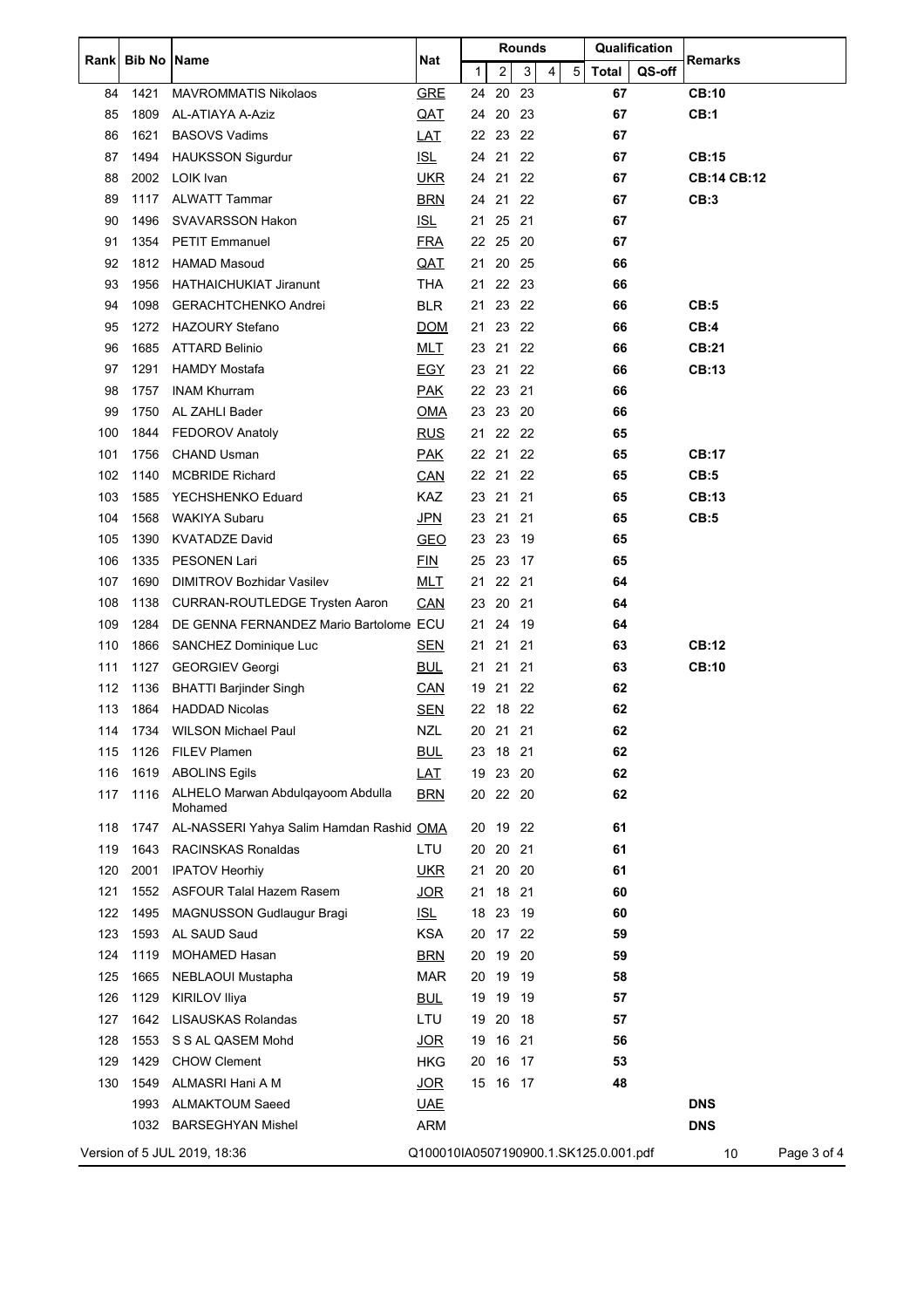| Rank | Bib No | Name | Nat | Rounds | | | | | Qualification | | Remarks |
|---|---|---|---|---|---|---|---|---|---|---|---|
| | | | | 1 | 2 | 3 | 4 | 5 | Total | QS-off | |
| 84 | 1421 | MAVROMMATIS Nikolaos | GRE | 24 | 20 | 23 | | | 67 | | CB:10 |
| 85 | 1809 | AL-ATIAYA A-Aziz | QAT | 24 | 20 | 23 | | | 67 | | CB:1 |
| 86 | 1621 | BASOVS Vadims | LAT | 22 | 23 | 22 | | | 67 | | |
| 87 | 1494 | HAUKSSON Sigurdur | ISL | 24 | 21 | 22 | | | 67 | | CB:15 |
| 88 | 2002 | LOIK Ivan | UKR | 24 | 21 | 22 | | | 67 | | CB:14 CB:12 |
| 89 | 1117 | ALWATT Tammar | BRN | 24 | 21 | 22 | | | 67 | | CB:3 |
| 90 | 1496 | SVAVARSSON Hakon | ISL | 21 | 25 | 21 | | | 67 | | |
| 91 | 1354 | PETIT Emmanuel | FRA | 22 | 25 | 20 | | | 67 | | |
| 92 | 1812 | HAMAD Masoud | QAT | 21 | 20 | 25 | | | 66 | | |
| 93 | 1956 | HATHAICHUKIAT Jiranunt | THA | 21 | 22 | 23 | | | 66 | | |
| 94 | 1098 | GERACHTCHENKO Andrei | BLR | 21 | 23 | 22 | | | 66 | | CB:5 |
| 95 | 1272 | HAZOURY Stefano | DOM | 21 | 23 | 22 | | | 66 | | CB:4 |
| 96 | 1685 | ATTARD Belinio | MLT | 23 | 21 | 22 | | | 66 | | CB:21 |
| 97 | 1291 | HAMDY Mostafa | EGY | 23 | 21 | 22 | | | 66 | | CB:13 |
| 98 | 1757 | INAM Khurram | PAK | 22 | 23 | 21 | | | 66 | | |
| 99 | 1750 | AL ZAHLI Bader | OMA | 23 | 23 | 20 | | | 66 | | |
| 100 | 1844 | FEDOROV Anatoly | RUS | 21 | 22 | 22 | | | 65 | | |
| 101 | 1756 | CHAND Usman | PAK | 22 | 21 | 22 | | | 65 | | CB:17 |
| 102 | 1140 | MCBRIDE Richard | CAN | 22 | 21 | 22 | | | 65 | | CB:5 |
| 103 | 1585 | YECHSHENKO Eduard | KAZ | 23 | 21 | 21 | | | 65 | | CB:13 |
| 104 | 1568 | WAKIYA Subaru | JPN | 23 | 21 | 21 | | | 65 | | CB:5 |
| 105 | 1390 | KVATADZE David | GEO | 23 | 23 | 19 | | | 65 | | |
| 106 | 1335 | PESONEN Lari | FIN | 25 | 23 | 17 | | | 65 | | |
| 107 | 1690 | DIMITROV Bozhidar Vasilev | MLT | 21 | 22 | 21 | | | 64 | | |
| 108 | 1138 | CURRAN-ROUTLEDGE Trysten Aaron | CAN | 23 | 20 | 21 | | | 64 | | |
| 109 | 1284 | DE GENNA FERNANDEZ Mario Bartolome | ECU | 21 | 24 | 19 | | | 64 | | |
| 110 | 1866 | SANCHEZ Dominique Luc | SEN | 21 | 21 | 21 | | | 63 | | CB:12 |
| 111 | 1127 | GEORGIEV Georgi | BUL | 21 | 21 | 21 | | | 63 | | CB:10 |
| 112 | 1136 | BHATTI Barjinder Singh | CAN | 19 | 21 | 22 | | | 62 | | |
| 113 | 1864 | HADDAD Nicolas | SEN | 22 | 18 | 22 | | | 62 | | |
| 114 | 1734 | WILSON Michael Paul | NZL | 20 | 21 | 21 | | | 62 | | |
| 115 | 1126 | FILEV Plamen | BUL | 23 | 18 | 21 | | | 62 | | |
| 116 | 1619 | ABOLINS Egils | LAT | 19 | 23 | 20 | | | 62 | | |
| 117 | 1116 | ALHELO Marwan Abdulqayoom Abdulla Mohamed | BRN | 20 | 22 | 20 | | | 62 | | |
| 118 | 1747 | AL-NASSERI Yahya Salim Hamdan Rashid | OMA | 20 | 19 | 22 | | | 61 | | |
| 119 | 1643 | RACINSKAS Ronaldas | LTU | 20 | 20 | 21 | | | 61 | | |
| 120 | 2001 | IPATOV Heorhiy | UKR | 21 | 20 | 20 | | | 61 | | |
| 121 | 1552 | ASFOUR Talal Hazem Rasem | JOR | 21 | 18 | 21 | | | 60 | | |
| 122 | 1495 | MAGNUSSON Gudlaugur Bragi | ISL | 18 | 23 | 19 | | | 60 | | |
| 123 | 1593 | AL SAUD Saud | KSA | 20 | 17 | 22 | | | 59 | | |
| 124 | 1119 | MOHAMED Hasan | BRN | 20 | 19 | 20 | | | 59 | | |
| 125 | 1665 | NEBLAOUI Mustapha | MAR | 20 | 19 | 19 | | | 58 | | |
| 126 | 1129 | KIRILOV Iliya | BUL | 19 | 19 | 19 | | | 57 | | |
| 127 | 1642 | LISAUSKAS Rolandas | LTU | 19 | 20 | 18 | | | 57 | | |
| 128 | 1553 | S S AL QASEM Mohd | JOR | 19 | 16 | 21 | | | 56 | | |
| 129 | 1429 | CHOW Clement | HKG | 20 | 16 | 17 | | | 53 | | |
| 130 | 1549 | ALMASRI Hani A M | JOR | 15 | 16 | 17 | | | 48 | | |
| | 1993 | ALMAKTOUM Saeed | UAE | | | | | | | | DNS |
| | 1032 | BARSEGHYAN Mishel | ARM | | | | | | | | DNS |

Version of 5 JUL 2019, 18:36 Q100010IA0507190900.1.SK125.0.001.pdf 10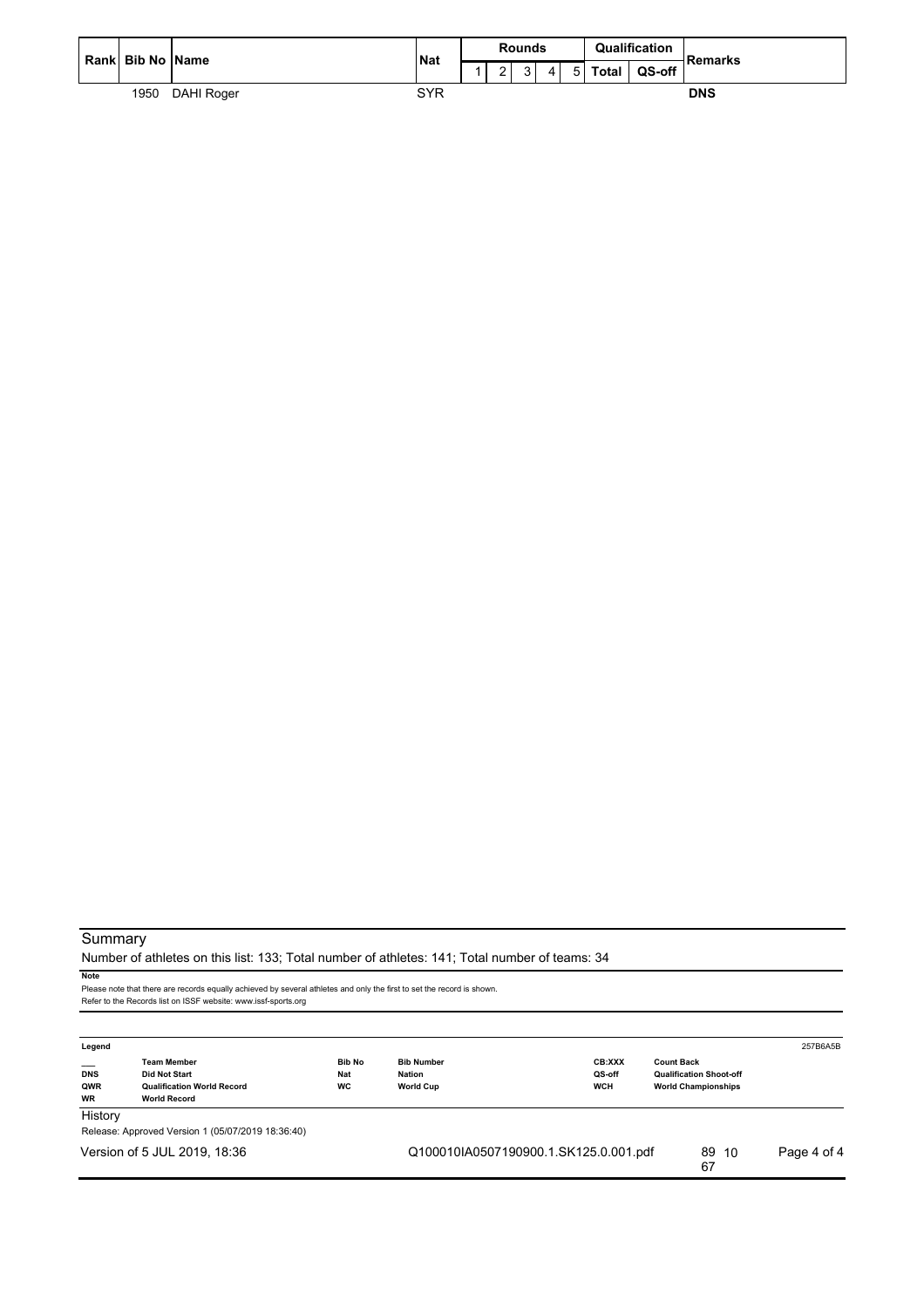| Rank | Bib No | Name | Nat | Rounds | | | | | Qualification | | Remarks |
|---|---|---|---|---|---|---|---|---|---|---|---|
| | | | | 1 | 2 | 3 | 4 | 5 | Total | QS-off | |
| | 1950 | DAHI Roger | SYR | | | | | | | | DNS |

## Summary

Number of athletes on this list: 133; Total number of athletes: 141; Total number of teams: 34

**Note**

Please note that there are records equally achieved by several athletes and only the first to set the record is shown.
Refer to the Records list on ISSF website: www.issf-sports.org

**Legend**

257B6A5B

| | | | | | |
|---|---|---|---|---|---|
| ___ | Team Member | Bib No | Bib Number | CB:XXX | Count Back |
| DNS | Did Not Start | Nat | Nation | QS-off | Qualification Shoot-off |
| QWR | Qualification World Record | WC | World Cup | WCH | World Championships |
| WR | World Record | | | | |

History

Release: Approved Version 1 (05/07/2019 18:36:40)

Version of 5 JUL 2019, 18:36

Q100010IA0507190900.1.SK125.0.001.pdf

89 10 67